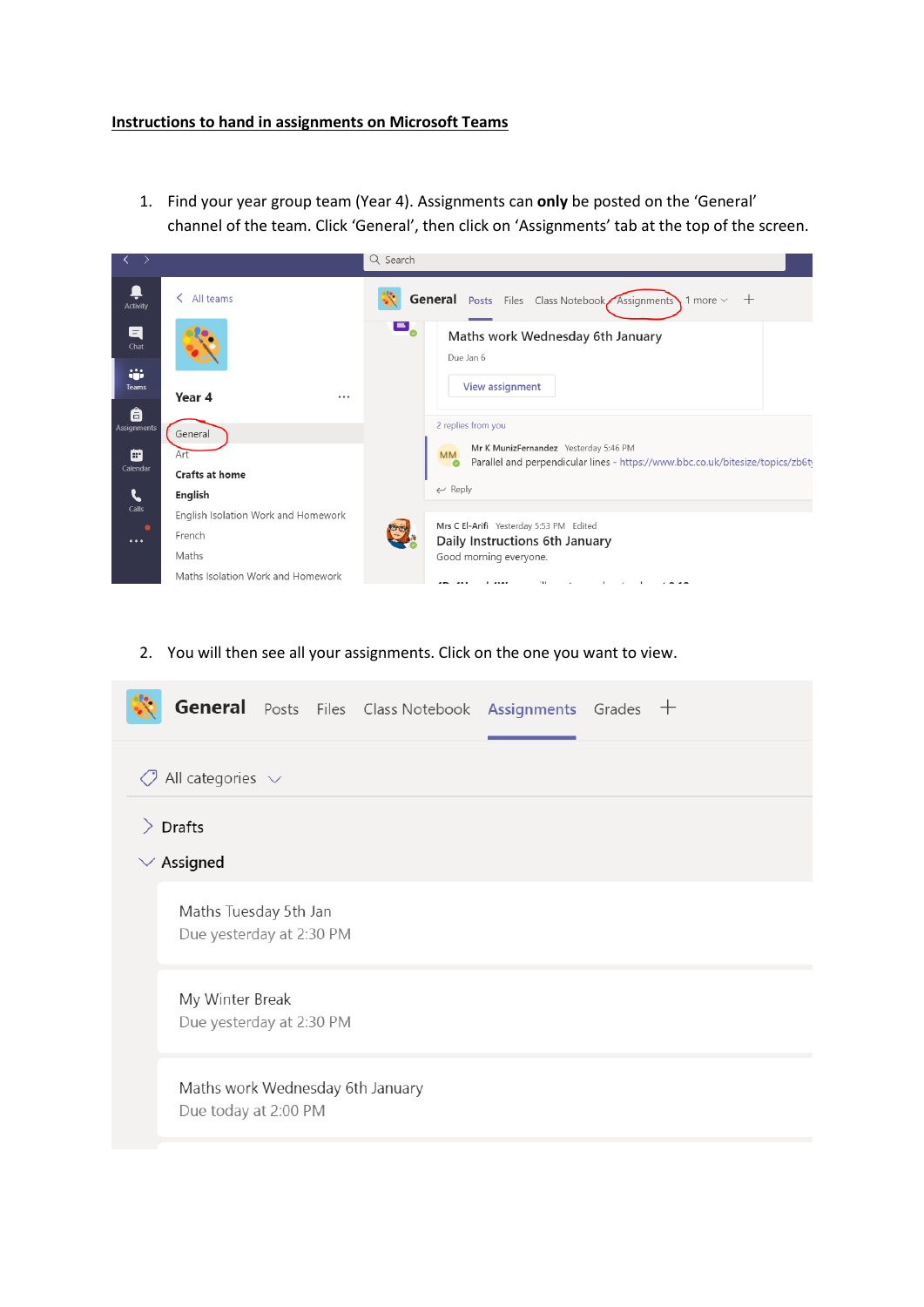**Instructions to hand in assignments on Microsoft Teams**

1. Find your year group team (Year 4). Assignments can **only** be posted on the 'General' channel of the team. Click 'General', then click on 'Assignments' tab at the top of the screen.

2. You will then see all your assignments. Click on the one you want to view.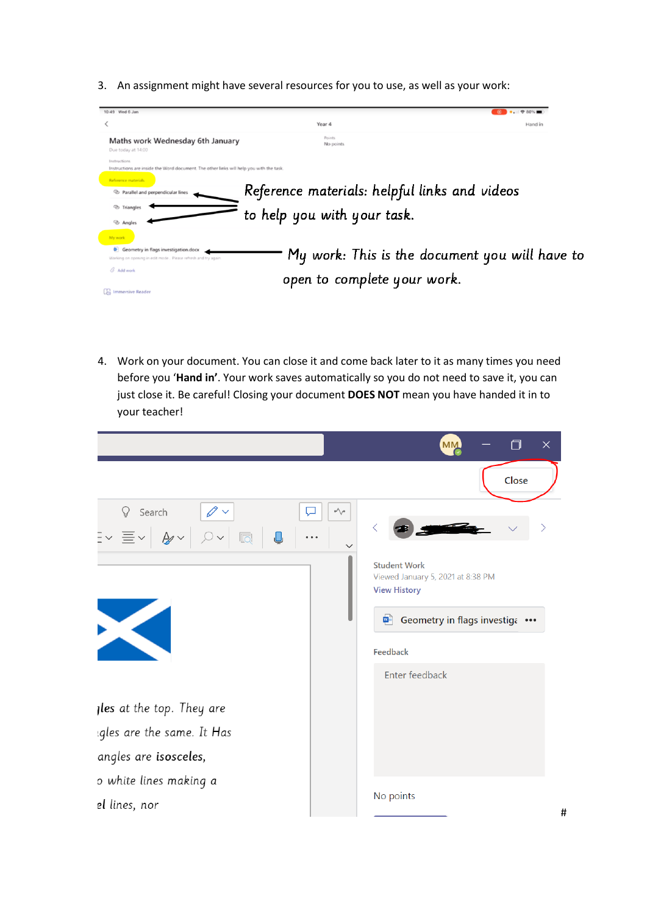3. An assignment might have several resources for you to use, as well as your work:

Reference materials: helpful links and videos to help you with your task.

My work: This is the document you will have to open to complete your work.

4. Work on your document. You can close it and come back later to it as many times you need before you ‘**Hand in**’. Your work saves automatically so you do not need to save it, you can just close it. Be careful! Closing your document **DOES NOT** mean you have handed it in to your teacher!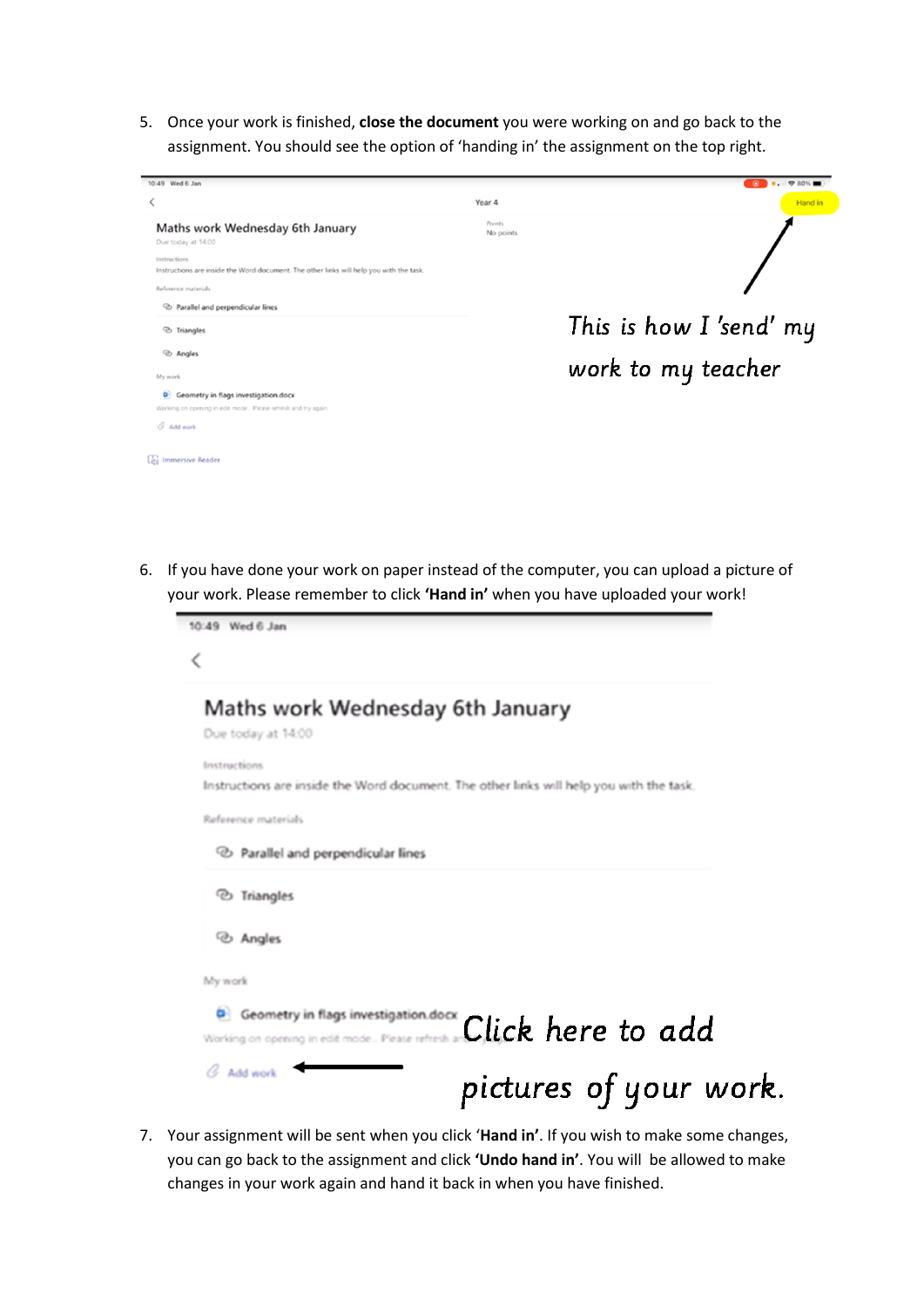5. Once your work is finished, **close the document** you were working on and go back to the assignment. You should see the option of 'handing in' the assignment on the top right.

10:49 Wed 6 Jan

Year 4

Hand in

Maths work Wednesday 6th January

Due today at 14:00

Points
No points

Instructions
Instructions are inside the Word document. The other links will help you with the task.

Reference materials

Parallel and perpendicular lines

Triangles

Angles

My work

Geometry in flags investigation.docx

Working on opening in edit mode... Please refresh and try again.

Add work

Immersive Reader

This is how I 'send' my work to my teacher

6. If you have done your work on paper instead of the computer, you can upload a picture of your work. Please remember to click **'Hand in'** when you have uploaded your work!

10:49 Wed 6 Jan

Maths work Wednesday 6th January

Due today at 14:00

Instructions

Instructions are inside the Word document. The other links will help you with the task.

Reference materials

Parallel and perpendicular lines

Triangles

Angles

My work

Geometry in flags investigation.docx

Working on opening in edit mode... Please refresh and try again.

Add work

Click here to add pictures of your work.

7. Your assignment will be sent when you click '**Hand in**'. If you wish to make some changes, you can go back to the assignment and click **'Undo hand in'**. You will be allowed to make changes in your work again and hand it back in when you have finished.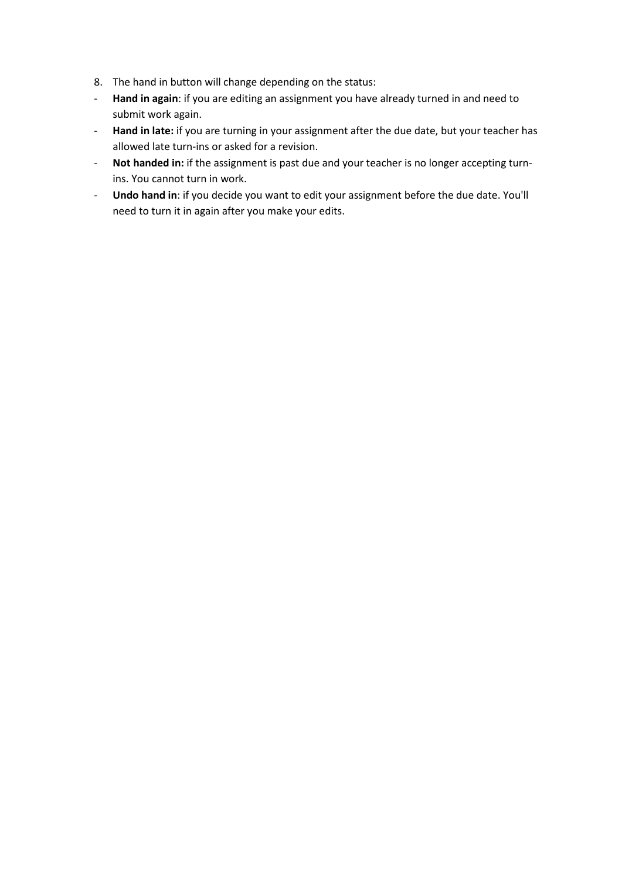8. The hand in button will change depending on the status:

- **Hand in again**: if you are editing an assignment you have already turned in and need to submit work again.
- **Hand in late:** if you are turning in your assignment after the due date, but your teacher has allowed late turn-ins or asked for a revision.
- **Not handed in:** if the assignment is past due and your teacher is no longer accepting turn-ins. You cannot turn in work.
- **Undo hand in**: if you decide you want to edit your assignment before the due date. You'll need to turn it in again after you make your edits.